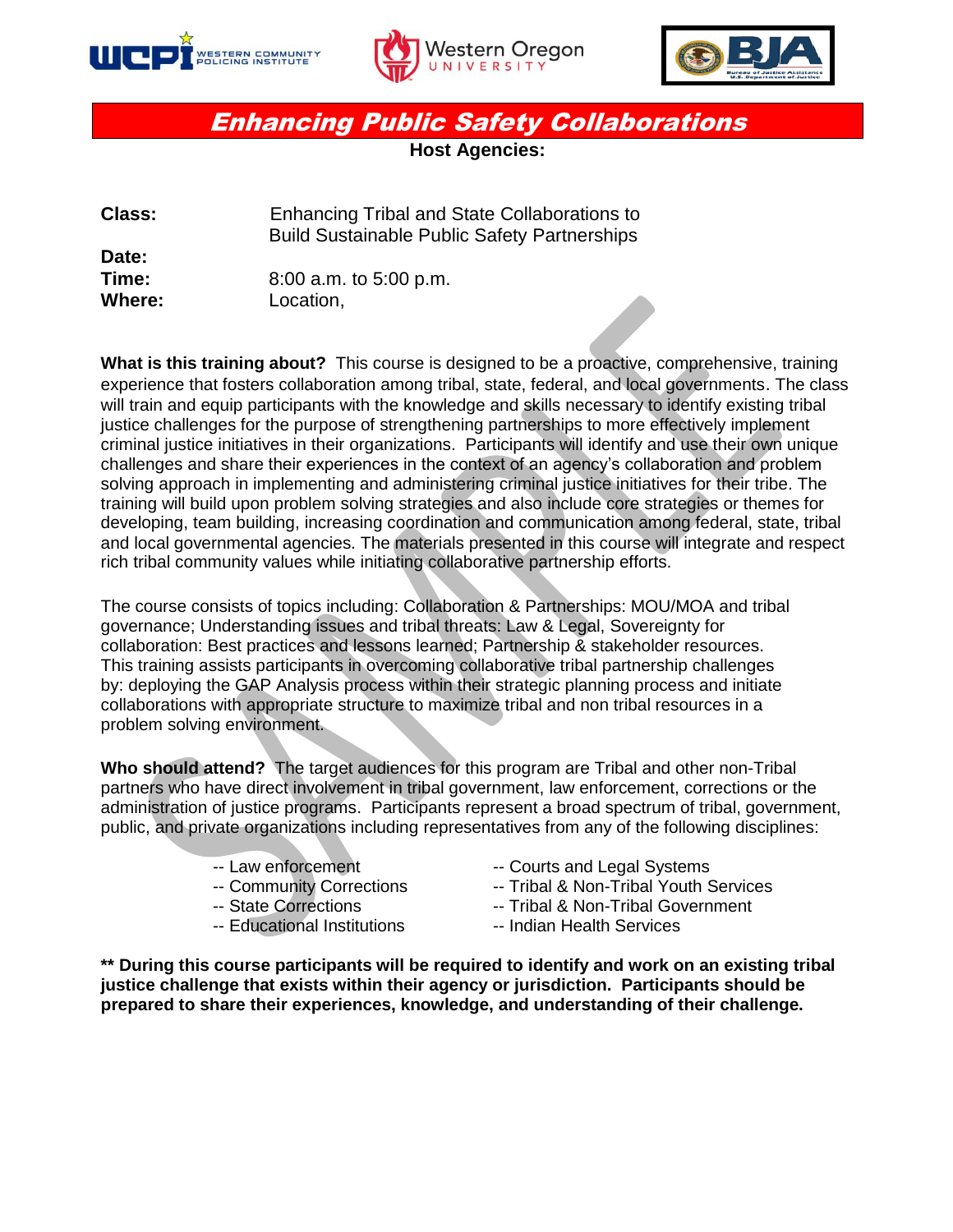# Enhancing Public Safety Collaborations

**Host Agencies:**

**Class:** Enhancing Tribal and State Collaborations to Build Sustainable Public Safety Partnerships

**Date:**

**Time:** 8:00 a.m. to 5:00 p.m.

**Where:** Location,

**What is this training about?** This course is designed to be a proactive, comprehensive, training experience that fosters collaboration among tribal, state, federal, and local governments. The class will train and equip participants with the knowledge and skills necessary to identify existing tribal justice challenges for the purpose of strengthening partnerships to more effectively implement criminal justice initiatives in their organizations. Participants will identify and use their own unique challenges and share their experiences in the context of an agency's collaboration and problem solving approach in implementing and administering criminal justice initiatives for their tribe. The training will build upon problem solving strategies and also include core strategies or themes for developing, team building, increasing coordination and communication among federal, state, tribal and local governmental agencies. The materials presented in this course will integrate and respect rich tribal community values while initiating collaborative partnership efforts.

The course consists of topics including: Collaboration & Partnerships: MOU/MOA and tribal governance; Understanding issues and tribal threats: Law & Legal, Sovereignty for collaboration: Best practices and lessons learned; Partnership & stakeholder resources. This training assists participants in overcoming collaborative tribal partnership challenges by: deploying the GAP Analysis process within their strategic planning process and initiate collaborations with appropriate structure to maximize tribal and non tribal resources in a problem solving environment.

**Who should attend?** The target audiences for this program are Tribal and other non-Tribal partners who have direct involvement in tribal government, law enforcement, corrections or the administration of justice programs. Participants represent a broad spectrum of tribal, government, public, and private organizations including representatives from any of the following disciplines:

- -- Law enforcement
- -- Community Corrections
- -- State Corrections
- -- Educational Institutions
- -- Courts and Legal Systems
- -- Tribal & Non-Tribal Youth Services
- -- Tribal & Non-Tribal Government
- -- Indian Health Services

**\*\* During this course participants will be required to identify and work on an existing tribal justice challenge that exists within their agency or jurisdiction. Participants should be prepared to share their experiences, knowledge, and understanding of their challenge.**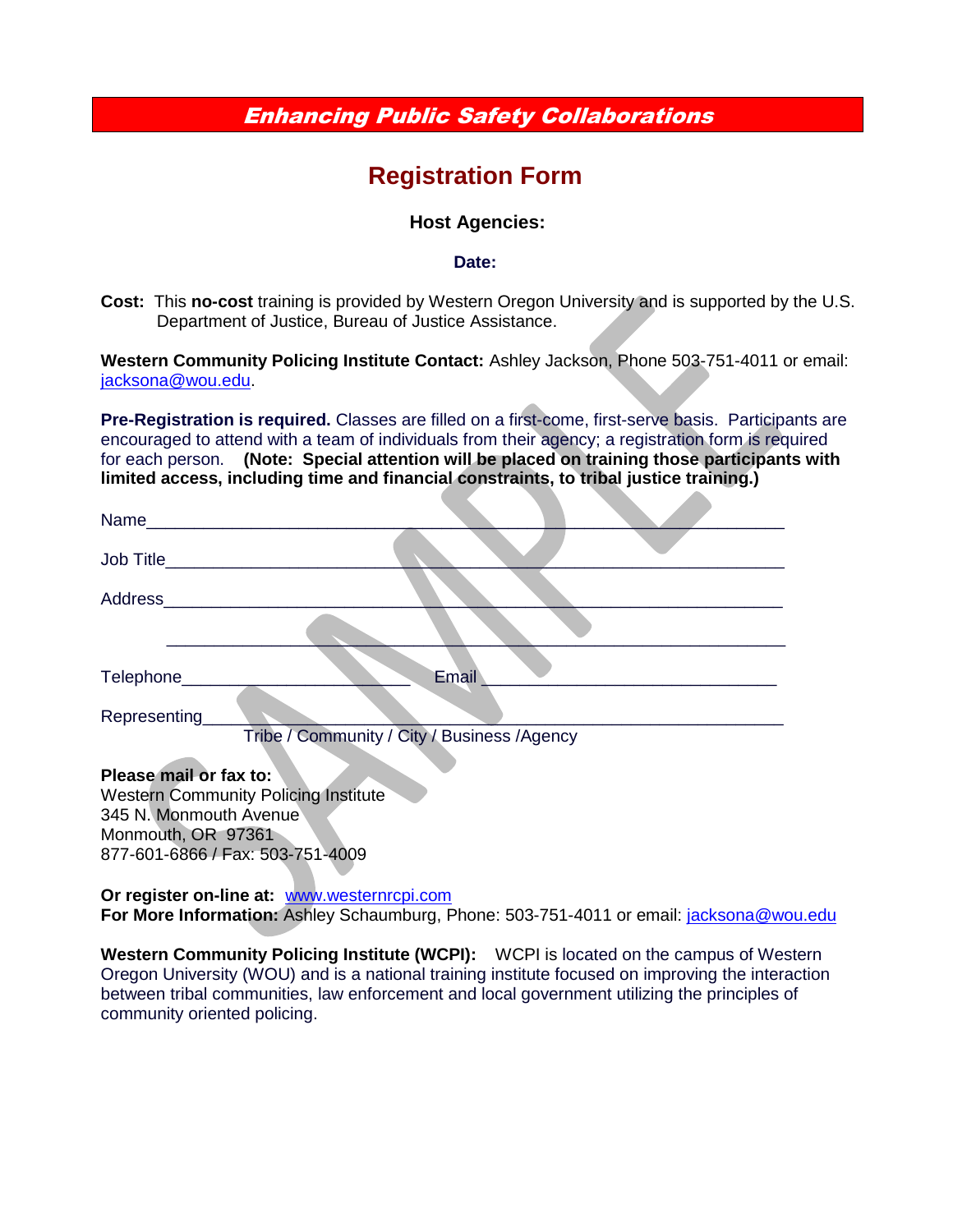**Enhancing Public Safety Collaborations**

# Registration Form

### Host Agencies:

**Date:**

**Cost:** This **no-cost** training is provided by Western Oregon University and is supported by the U.S. Department of Justice, Bureau of Justice Assistance.

**Western Community Policing Institute Contact:** Ashley Jackson, Phone 503-751-4011 or email: jacksona@wou.edu.

**Pre-Registration is required.** Classes are filled on a first-come, first-serve basis. Participants are encouraged to attend with a team of individuals from their agency; a registration form is required for each person. **(Note: Special attention will be placed on training those participants with limited access, including time and financial constraints, to tribal justice training.)**

Name_______________________________________________________________

Job Title_____________________________________________________________

Address______________________________________________________________

_____________________________________________________________________

Telephone_______________________ Email_______________________________

Representing__________________________________________________________
Tribe / Community / City / Business /Agency

**Please mail or fax to:**
Western Community Policing Institute
345 N. Monmouth Avenue
Monmouth, OR 97361
877-601-6866 / Fax: 503-751-4009

**Or register on-line at:** www.westernrcpi.com
**For More Information:** Ashley Schaumburg, Phone: 503-751-4011 or email: jacksona@wou.edu

**Western Community Policing Institute (WCPI):** WCPI is located on the campus of Western Oregon University (WOU) and is a national training institute focused on improving the interaction between tribal communities, law enforcement and local government utilizing the principles of community oriented policing.